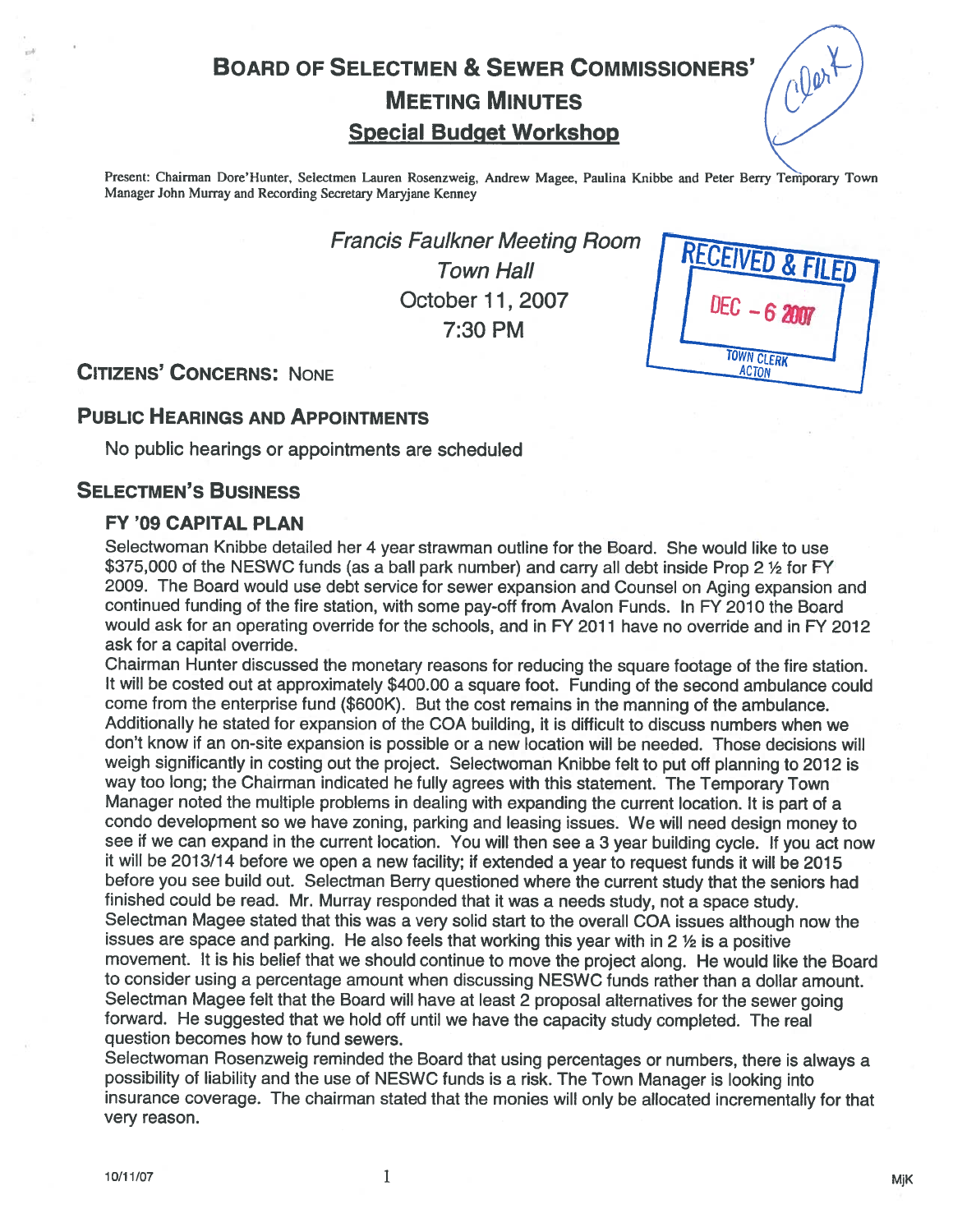# Board of Selectmen & Sewer Commissioners' Meeting Minutes

## Special Budget Workshop

Present: Chairman Dore'Hunter, Selectmen Lauren Rosenzweig, Andrew Magee, Paulina Knibbe and Peter Berry Temporary Town Manager John Murray and Recording Secretary Maryjane Kenney

*Francis Faulkner Meeting Room*
*Town Hall*
October 11, 2007
7:30 PM

RECEIVED & FILED
DEC - 6 2007
TOWN CLERK
ACTON

## Citizens' Concerns: None

## Public Hearings and Appointments

No public hearings or appointments are scheduled

## Selectmen's Business

### FY '09 Capital Plan

Selectwoman Knibbe detailed her 4 year strawman outline for the Board. She would like to use $375,000 of the NESWC funds (as a ball park number) and carry all debt inside Prop 2 ½ for FY 2009. The Board would use debt service for sewer expansion and Counsel on Aging expansion and continued funding of the fire station, with some pay-off from Avalon Funds. In FY 2010 the Board would ask for an operating override for the schools, and in FY 2011 have no override and in FY 2012 ask for a capital override.

Chairman Hunter discussed the monetary reasons for reducing the square footage of the fire station. It will be costed out at approximately $400.00 a square foot. Funding of the second ambulance could come from the enterprise fund ($600K). But the cost remains in the manning of the ambulance. Additionally he stated for expansion of the COA building, it is difficult to discuss numbers when we don't know if an on-site expansion is possible or a new location will be needed. Those decisions will weigh significantly in costing out the project. Selectwoman Knibbe felt to put off planning to 2012 is way too long; the Chairman indicated he fully agrees with this statement. The Temporary Town Manager noted the multiple problems in dealing with expanding the current location. It is part of a condo development so we have zoning, parking and leasing issues. We will need design money to see if we can expand in the current location. You will then see a 3 year building cycle. If you act now it will be 2013/14 before we open a new facility; if extended a year to request funds it will be 2015 before you see build out. Selectman Berry questioned where the current study that the seniors had finished could be read. Mr. Murray responded that it was a needs study, not a space study.

Selectman Magee stated that this was a very solid start to the overall COA issues although now the issues are space and parking. He also feels that working this year with in 2 ½ is a positive movement. It is his belief that we should continue to move the project along. He would like the Board to consider using a percentage amount when discussing NESWC funds rather than a dollar amount. Selectman Magee felt that the Board will have at least 2 proposal alternatives for the sewer going forward. He suggested that we hold off until we have the capacity study completed. The real question becomes how to fund sewers.

Selectwoman Rosenzweig reminded the Board that using percentages or numbers, there is always a possibility of liability and the use of NESWC funds is a risk. The Town Manager is looking into insurance coverage. The chairman stated that the monies will only be allocated incrementally for that very reason.

10/11/07 MjK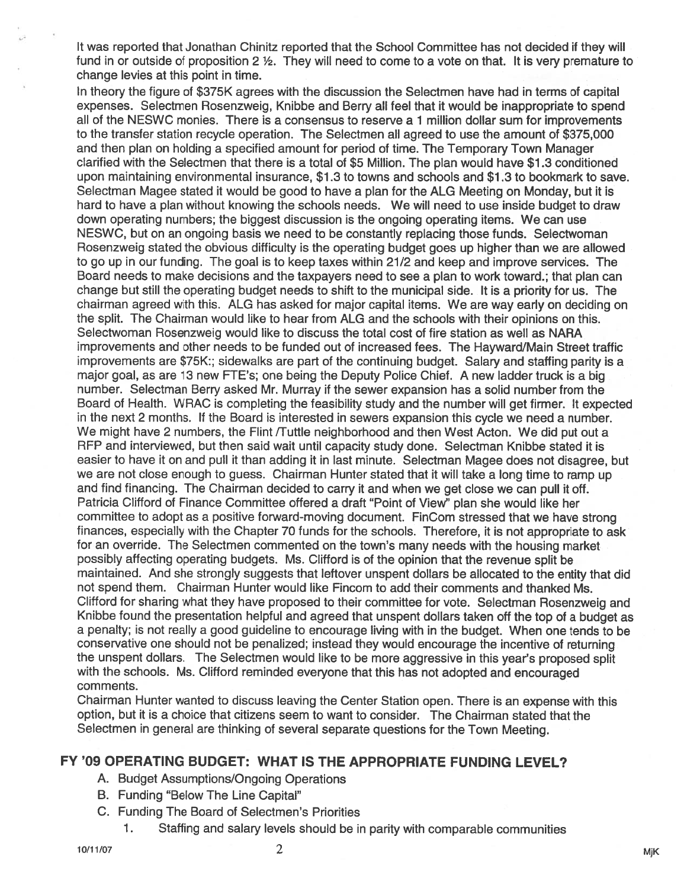It was reported that Jonathan Chinitz reported that the School Committee has not decided if they will fund in or outside of proposition 2 ½. They will need to come to a vote on that. It is very premature to change levies at this point in time.

In theory the figure of $375K agrees with the discussion the Selectmen have had in terms of capital expenses. Selectmen Rosenzweig, Knibbe and Berry all feel that it would be inappropriate to spend all of the NESWC monies. There is a consensus to reserve a 1 million dollar sum for improvements to the transfer station recycle operation. The Selectmen all agreed to use the amount of $375,000 and then plan on holding a specified amount for period of time. The Temporary Town Manager clarified with the Selectmen that there is a total of $5 Million. The plan would have $1.3 conditioned upon maintaining environmental insurance, $1.3 to towns and schools and $1.3 to bookmark to save. Selectman Magee stated it would be good to have a plan for the ALG Meeting on Monday, but it is hard to have a plan without knowing the schools needs. We will need to use inside budget to draw down operating numbers; the biggest discussion is the ongoing operating items. We can use NESWC, but on an ongoing basis we need to be constantly replacing those funds. Selectwoman Rosenzweig stated the obvious difficulty is the operating budget goes up higher than we are allowed to go up in our funding. The goal is to keep taxes within 21/2 and keep and improve services. The Board needs to make decisions and the taxpayers need to see a plan to work toward.; that plan can change but still the operating budget needs to shift to the municipal side. It is a priority for us. The chairman agreed with this. ALG has asked for major capital items. We are way early on deciding on the split. The Chairman would like to hear from ALG and the schools with their opinions on this. Selectwoman Rosenzweig would like to discuss the total cost of fire station as well as NARA improvements and other needs to be funded out of increased fees. The Hayward/Main Street traffic improvements are $75K:; sidewalks are part of the continuing budget. Salary and staffing parity is a major goal, as are 13 new FTE's; one being the Deputy Police Chief. A new ladder truck is a big number. Selectman Berry asked Mr. Murray if the sewer expansion has a solid number from the Board of Health. WRAC is completing the feasibility study and the number will get firmer. It expected in the next 2 months. If the Board is interested in sewers expansion this cycle we need a number. We might have 2 numbers, the Flint /Tuttle neighborhood and then West Acton. We did put out a RFP and interviewed, but then said wait until capacity study done. Selectman Knibbe stated it is easier to have it on and pull it than adding it in last minute. Selectman Magee does not disagree, but we are not close enough to guess. Chairman Hunter stated that it will take a long time to ramp up and find financing. The Chairman decided to carry it and when we get close we can pull it off. Patricia Clifford of Finance Committee offered a draft "Point of View" plan she would like her committee to adopt as a positive forward-moving document. FinCom stressed that we have strong finances, especially with the Chapter 70 funds for the schools. Therefore, it is not appropriate to ask for an override. The Selectmen commented on the town's many needs with the housing market possibly affecting operating budgets. Ms. Clifford is of the opinion that the revenue split be maintained. And she strongly suggests that leftover unspent dollars be allocated to the entity that did not spend them. Chairman Hunter would like Fincom to add their comments and thanked Ms. Clifford for sharing what they have proposed to their committee for vote. Selectman Rosenzweig and Knibbe found the presentation helpful and agreed that unspent dollars taken off the top of a budget as a penalty; is not really a good guideline to encourage living with in the budget. When one tends to be conservative one should not be penalized; instead they would encourage the incentive of returning the unspent dollars. The Selectmen would like to be more aggressive in this year's proposed split with the schools. Ms. Clifford reminded everyone that this has not adopted and encouraged comments.

Chairman Hunter wanted to discuss leaving the Center Station open. There is an expense with this option, but it is a choice that citizens seem to want to consider. The Chairman stated that the Selectmen in general are thinking of several separate questions for the Town Meeting.

## FY '09 OPERATING BUDGET: WHAT IS THE APPROPRIATE FUNDING LEVEL?

A. Budget Assumptions/Ongoing Operations
B. Funding "Below The Line Capital"
C. Funding The Board of Selectmen's Priorities
   1. Staffing and salary levels should be in parity with comparable communities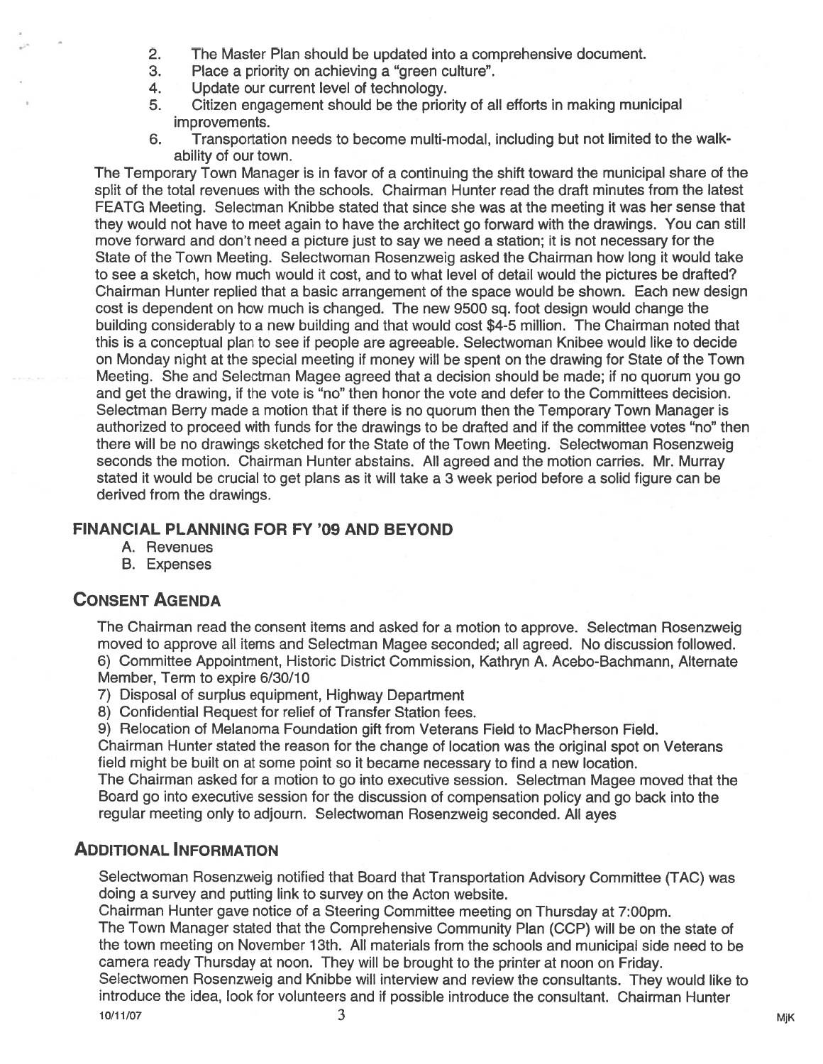2. The Master Plan should be updated into a comprehensive document.
3. Place a priority on achieving a "green culture".
4. Update our current level of technology.
5. Citizen engagement should be the priority of all efforts in making municipal improvements.
6. Transportation needs to become multi-modal, including but not limited to the walk-ability of our town.

The Temporary Town Manager is in favor of a continuing the shift toward the municipal share of the split of the total revenues with the schools. Chairman Hunter read the draft minutes from the latest FEATG Meeting. Selectman Knibbe stated that since she was at the meeting it was her sense that they would not have to meet again to have the architect go forward with the drawings. You can still move forward and don't need a picture just to say we need a station; it is not necessary for the State of the Town Meeting. Selectwoman Rosenzweig asked the Chairman how long it would take to see a sketch, how much would it cost, and to what level of detail would the pictures be drafted? Chairman Hunter replied that a basic arrangement of the space would be shown. Each new design cost is dependent on how much is changed. The new 9500 sq. foot design would change the building considerably to a new building and that would cost $4-5 million. The Chairman noted that this is a conceptual plan to see if people are agreeable. Selectwoman Knibee would like to decide on Monday night at the special meeting if money will be spent on the drawing for State of the Town Meeting. She and Selectman Magee agreed that a decision should be made; if no quorum you go and get the drawing, if the vote is "no" then honor the vote and defer to the Committees decision. Selectman Berry made a motion that if there is no quorum then the Temporary Town Manager is authorized to proceed with funds for the drawings to be drafted and if the committee votes "no" then there will be no drawings sketched for the State of the Town Meeting. Selectwoman Rosenzweig seconds the motion. Chairman Hunter abstains. All agreed and the motion carries. Mr. Murray stated it would be crucial to get plans as it will take a 3 week period before a solid figure can be derived from the drawings.

## FINANCIAL PLANNING FOR FY '09 AND BEYOND

A. Revenues
B. Expenses

## CONSENT AGENDA

The Chairman read the consent items and asked for a motion to approve. Selectman Rosenzweig moved to approve all items and Selectman Magee seconded; all agreed. No discussion followed.

6) Committee Appointment, Historic District Commission, Kathryn A. Acebo-Bachmann, Alternate Member, Term to expire 6/30/10
7) Disposal of surplus equipment, Highway Department
8) Confidential Request for relief of Transfer Station fees.
9) Relocation of Melanoma Foundation gift from Veterans Field to MacPherson Field.

Chairman Hunter stated the reason for the change of location was the original spot on Veterans field might be built on at some point so it became necessary to find a new location.

The Chairman asked for a motion to go into executive session. Selectman Magee moved that the Board go into executive session for the discussion of compensation policy and go back into the regular meeting only to adjourn. Selectwoman Rosenzweig seconded. All ayes

## ADDITIONAL INFORMATION

Selectwoman Rosenzweig notified that Board that Transportation Advisory Committee (TAC) was doing a survey and putting link to survey on the Acton website.

Chairman Hunter gave notice of a Steering Committee meeting on Thursday at 7:00pm.

The Town Manager stated that the Comprehensive Community Plan (CCP) will be on the state of the town meeting on November 13th. All materials from the schools and municipal side need to be camera ready Thursday at noon. They will be brought to the printer at noon on Friday.

Selectwomen Rosenzweig and Knibbe will interview and review the consultants. They would like to introduce the idea, look for volunteers and if possible introduce the consultant. Chairman Hunter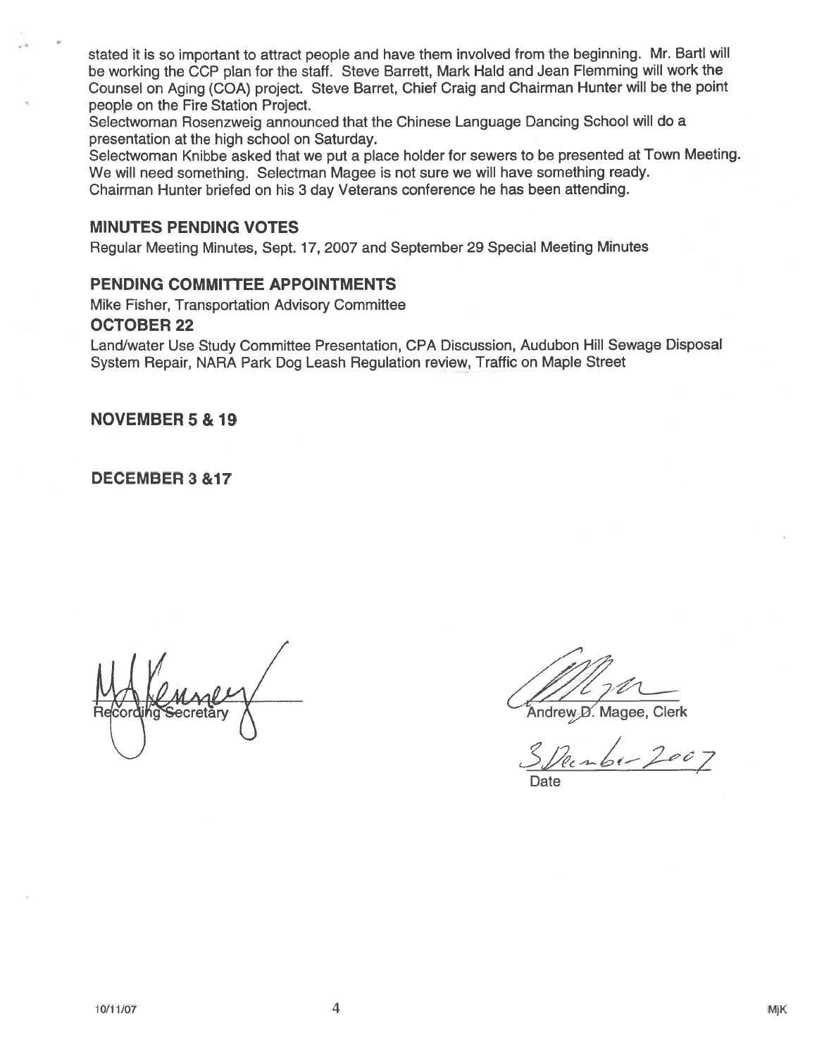stated it is so important to attract people and have them involved from the beginning. Mr. Bartl will be working the CCP plan for the staff. Steve Barrett, Mark Hald and Jean Flemming will work the Counsel on Aging (COA) project. Steve Barret, Chief Craig and Chairman Hunter will be the point people on the Fire Station Project.

Selectwoman Rosenzweig announced that the Chinese Language Dancing School will do a presentation at the high school on Saturday.

Selectwoman Knibbe asked that we put a place holder for sewers to be presented at Town Meeting. We will need something. Selectman Magee is not sure we will have something ready.

Chairman Hunter briefed on his 3 day Veterans conference he has been attending.

## MINUTES PENDING VOTES

Regular Meeting Minutes, Sept. 17, 2007 and September 29 Special Meeting Minutes

## PENDING COMMITTEE APPOINTMENTS

Mike Fisher, Transportation Advisory Committee

## OCTOBER 22

Land/water Use Study Committee Presentation, CPA Discussion, Audubon Hill Sewage Disposal System Repair, NARA Park Dog Leash Regulation review, Traffic on Maple Street

## NOVEMBER 5 & 19

## DECEMBER 3 &17

Recording Secretary

Andrew D. Magee, Clerk

3 December 2007

Date

10/11/07

MjK